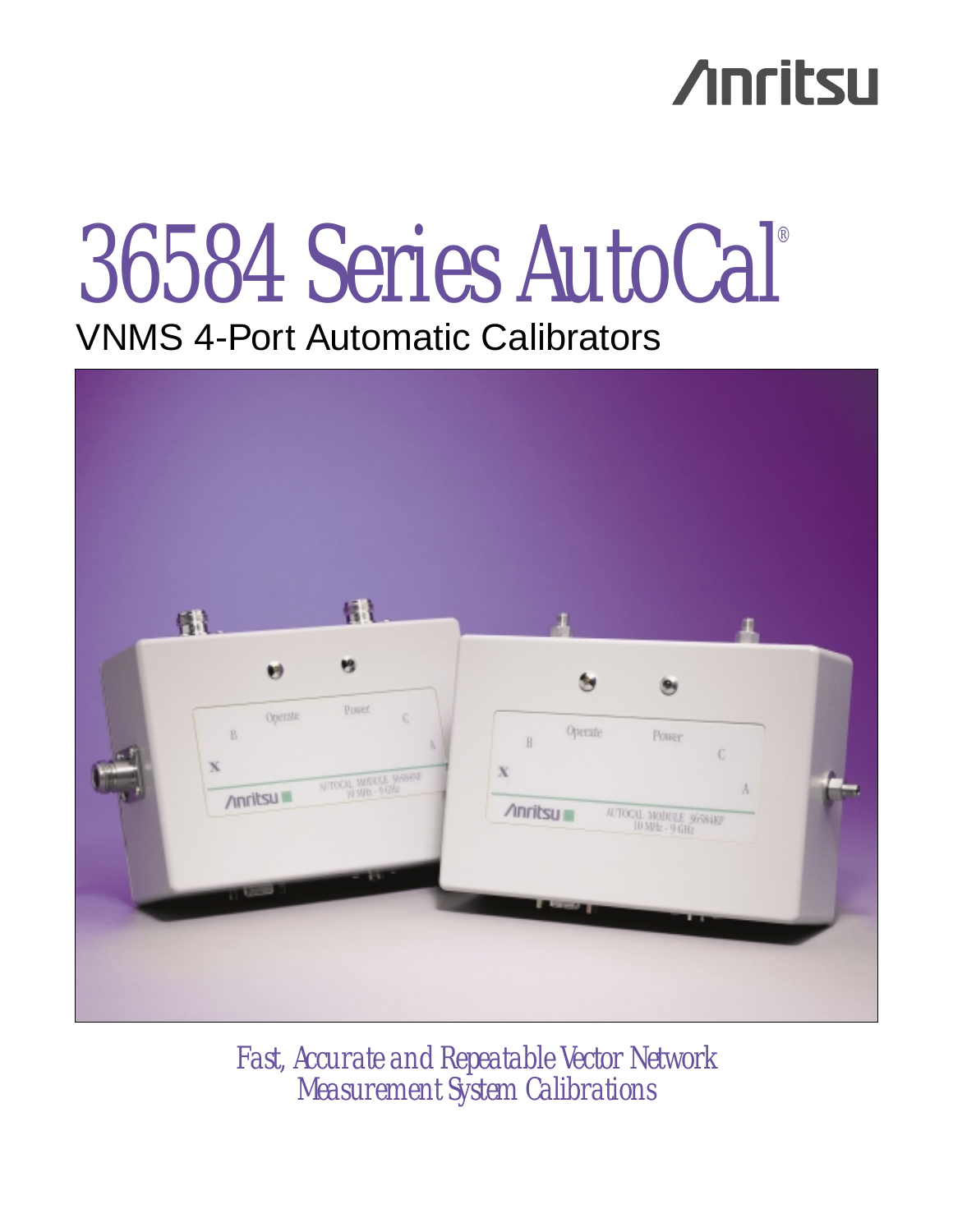Anritsu

# 36584 Series AutoCal®

## VNMS 4-Port Automatic Calibrators

*Fast, Accurate and Repeatable Vector Network Measurement System Calibrations*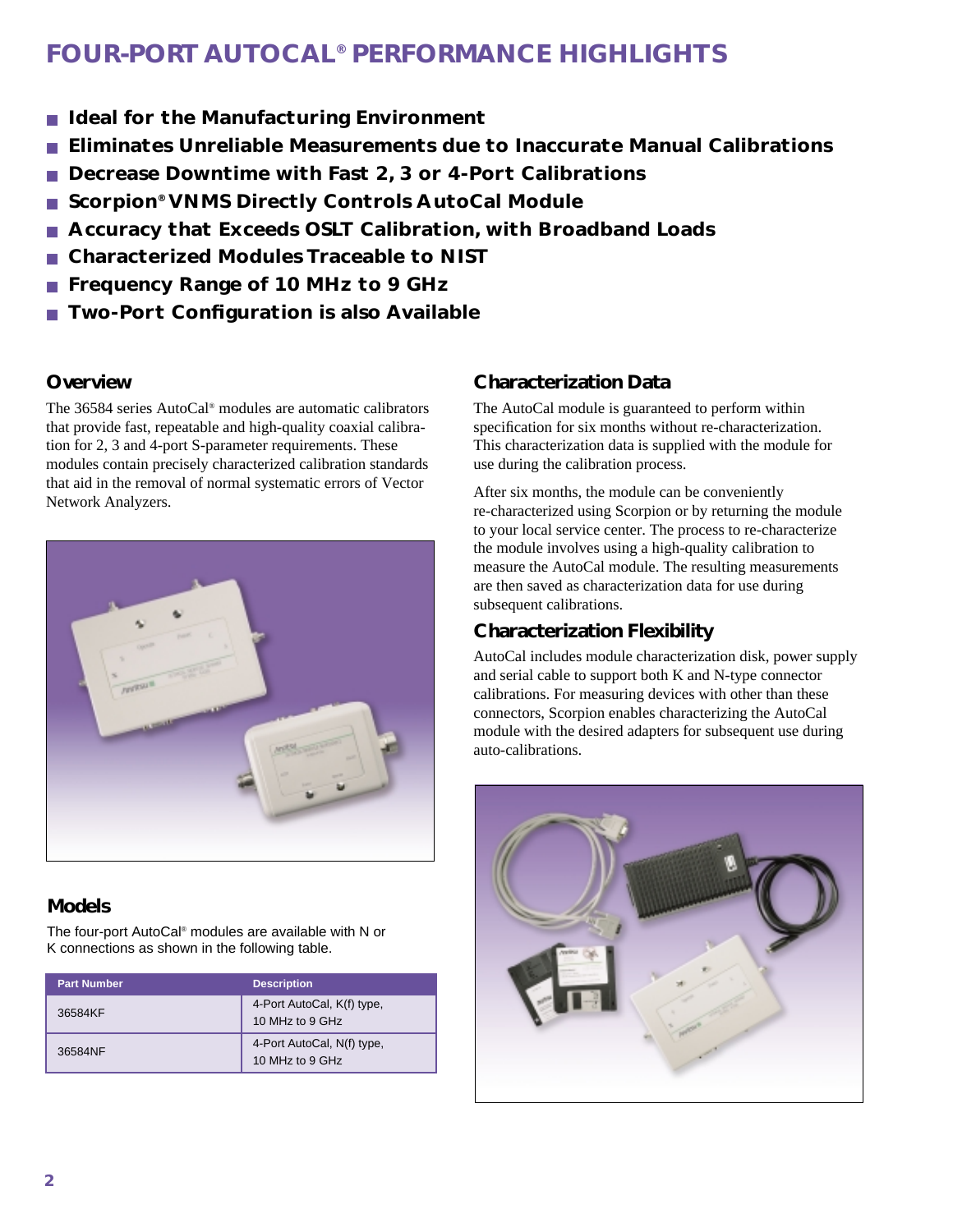# FOUR-PORT AUTOCAL® PERFORMANCE HIGHLIGHTS

- **Ideal for the Manufacturing Environment**
- **Eliminates Unreliable Measurements due to Inaccurate Manual Calibrations**
- **Decrease Downtime with Fast 2, 3 or 4-Port Calibrations**
- **Scorpion® VNMS Directly Controls AutoCal Module**
- **Accuracy that Exceeds OSLT Calibration, with Broadband Loads**
- **Characterized Modules Traceable to NIST**
- **Frequency Range of 10 MHz to 9 GHz**
- **Two-Port Configuration is also Available**

## Overview

The 36584 series AutoCal® modules are automatic calibrators that provide fast, repeatable and high-quality coaxial calibration for 2, 3 and 4-port S-parameter requirements. These modules contain precisely characterized calibration standards that aid in the removal of normal systematic errors of Vector Network Analyzers.

## Models

The four-port AutoCal® modules are available with N or K connections as shown in the following table.

| Part Number | Description |
|---|---|
| 36584KF | 4-Port AutoCal, K(f) type, 10 MHz to 9 GHz |
| 36584NF | 4-Port AutoCal, N(f) type, 10 MHz to 9 GHz |

## Characterization Data

The AutoCal module is guaranteed to perform within specification for six months without re-characterization. This characterization data is supplied with the module for use during the calibration process.

After six months, the module can be conveniently re-characterized using Scorpion or by returning the module to your local service center. The process to re-characterize the module involves using a high-quality calibration to measure the AutoCal module. The resulting measurements are then saved as characterization data for use during subsequent calibrations.

## Characterization Flexibility

AutoCal includes module characterization disk, power supply and serial cable to support both K and N-type connector calibrations. For measuring devices with other than these connectors, Scorpion enables characterizing the AutoCal module with the desired adapters for subsequent use during auto-calibrations.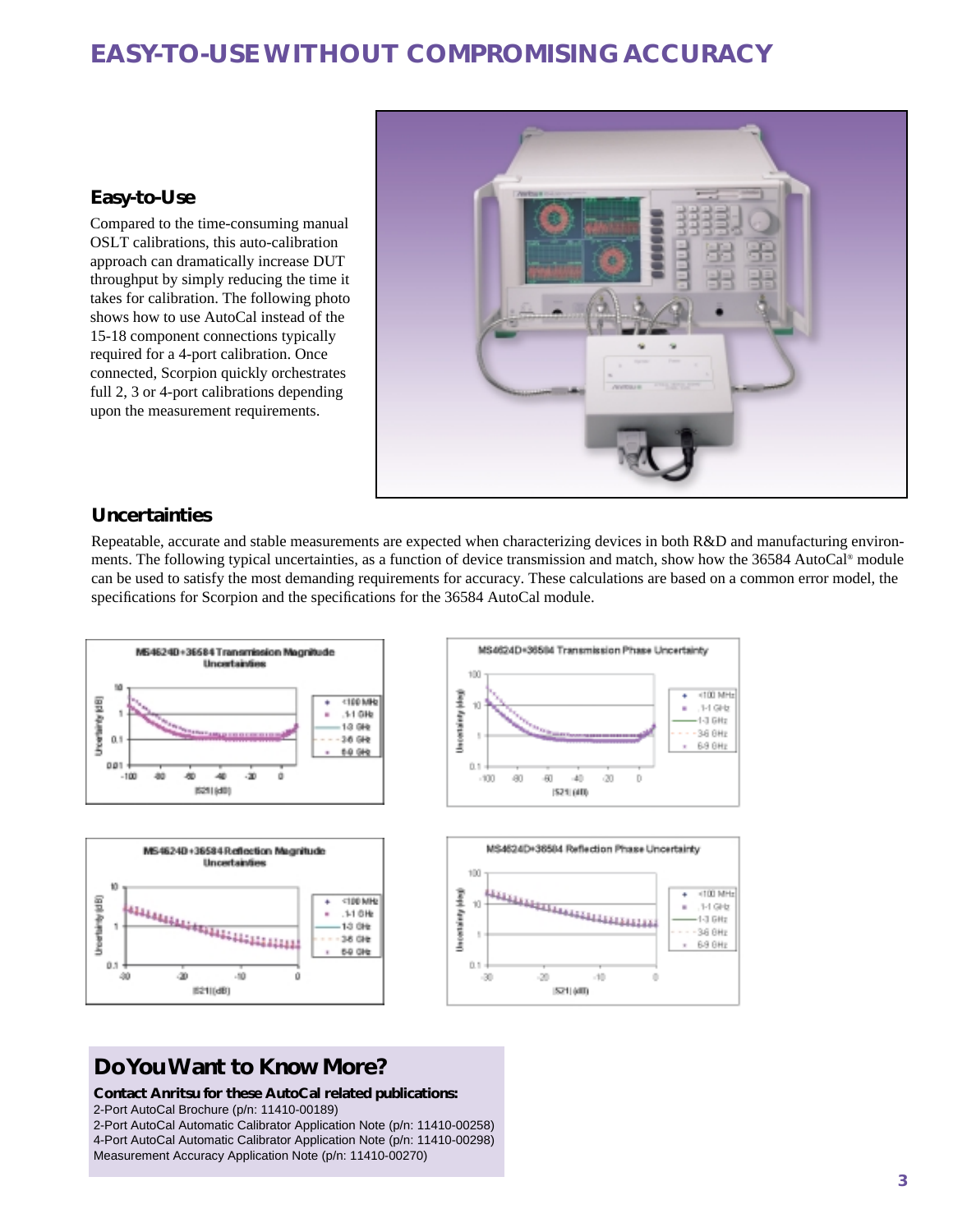# EASY-TO-USE WITHOUT COMPROMISING ACCURACY

## Easy-to-Use

Compared to the time-consuming manual OSLT calibrations, this auto-calibration approach can dramatically increase DUT throughput by simply reducing the time it takes for calibration. The following photo shows how to use AutoCal instead of the 15-18 component connections typically required for a 4-port calibration. Once connected, Scorpion quickly orchestrates full 2, 3 or 4-port calibrations depending upon the measurement requirements.

## Uncertainties

Repeatable, accurate and stable measurements are expected when characterizing devices in both R&D and manufacturing environments. The following typical uncertainties, as a function of device transmission and match, show how the 36584 AutoCal® module can be used to satisfy the most demanding requirements for accuracy. These calculations are based on a common error model, the specifications for Scorpion and the specifications for the 36584 AutoCal module.

## Do You Want to Know More?

**Contact Anritsu for these AutoCal related publications:**

2-Port AutoCal Brochure (p/n: 11410-00189)
2-Port AutoCal Automatic Calibrator Application Note (p/n: 11410-00258)
4-Port AutoCal Automatic Calibrator Application Note (p/n: 11410-00298)
Measurement Accuracy Application Note (p/n: 11410-00270)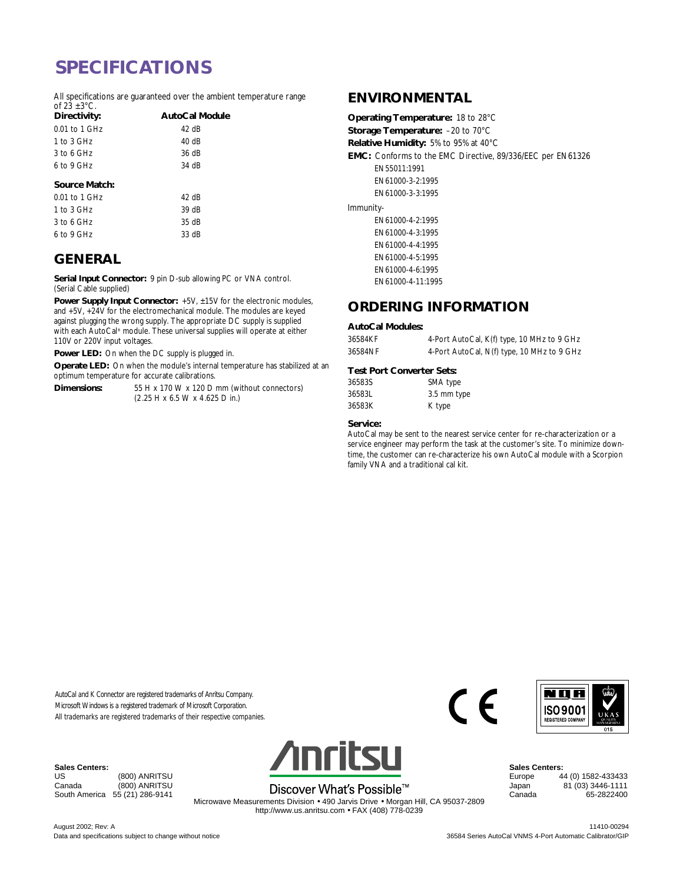# SPECIFICATIONS

All specifications are guaranteed over the ambient temperature range of 23 ±3°C.

| Directivity: | AutoCal Module |
|---|---|
| 0.01 to 1 GHz | 42 dB |
| 1 to 3 GHz | 40 dB |
| 3 to 6 GHz | 36 dB |
| 6 to 9 GHz | 34 dB |

**Source Match:**

| | |
|---|---|
| 0.01 to 1 GHz | 42 dB |
| 1 to 3 GHz | 39 dB |
| 3 to 6 GHz | 35 dB |
| 6 to 9 GHz | 33 dB |

## GENERAL

**Serial Input Connector:** 9 pin D-sub allowing PC or VNA control. (Serial Cable supplied)

**Power Supply Input Connector:** +5V, ±15V for the electronic modules, and +5V, +24V for the electromechanical module. The modules are keyed against plugging the wrong supply. The appropriate DC supply is supplied with each AutoCal® module. These universal supplies will operate at either 110V or 220V input voltages.

**Power LED:** On when the DC supply is plugged in.

**Operate LED:** On when the module's internal temperature has stabilized at an optimum temperature for accurate calibrations.

**Dimensions:** 55 H x 170 W x 120 D mm (without connectors) (2.25 H x 6.5 W x 4.625 D in.)

## ENVIRONMENTAL

**Operating Temperature:** 18 to 28°C

**Storage Temperature:** –20 to 70°C

**Relative Humidity:** 5% to 95% at 40°C

**EMC:** Conforms to the EMC Directive, 89/336/EEC per EN61326

EN55011:1991
EN61000-3-2:1995
EN61000-3-3:1995

Immunity-

EN61000-4-2:1995
EN61000-4-3:1995
EN61000-4-4:1995
EN61000-4-5:1995
EN61000-4-6:1995
EN61000-4-11:1995

## ORDERING INFORMATION

**AutoCal Modules:**

| | |
|---|---|
| 36584KF | 4-Port AutoCal, K(f) type, 10 MHz to 9 GHz |
| 36584NF | 4-Port AutoCal, N(f) type, 10 MHz to 9 GHz |

**Test Port Converter Sets:**

| | |
|---|---|
| 36583S | SMA type |
| 36583L | 3.5 mm type |
| 36583K | K type |

**Service:**

AutoCal may be sent to the nearest service center for re-characterization or a service engineer may perform the task at the customer's site. To minimize downtime, the customer can re-characterize his own AutoCal module with a Scorpion family VNA and a traditional cal kit.

AutoCal and K Connector are registered trademarks of Anritsu Company.
Microsoft Windows is a registered trademark of Microsoft Corporation.
All trademarks are registered trademarks of their respective companies.

**Sales Centers:**

| | |
|---|---|
| US | (800) ANRITSU |
| Canada | (800) ANRITSU |
| South America | 55 (21) 286-9141 |

Anritsu
Discover What's Possible™
Microwave Measurements Division • 490 Jarvis Drive • Morgan Hill, CA 95037-2809
http://www.us.anritsu.com • FAX (408) 778-0239

**Sales Centers:**

| | |
|---|---|
| Europe | 44 (0) 1582-433433 |
| Japan | 81 (03) 3446-1111 |
| Canada | 65-2822400 |

August 2002; Rev: A
Data and specifications subject to change without notice

11410-00294
36584 Series AutoCal VNMS 4-Port Automatic Calibrator/GIP